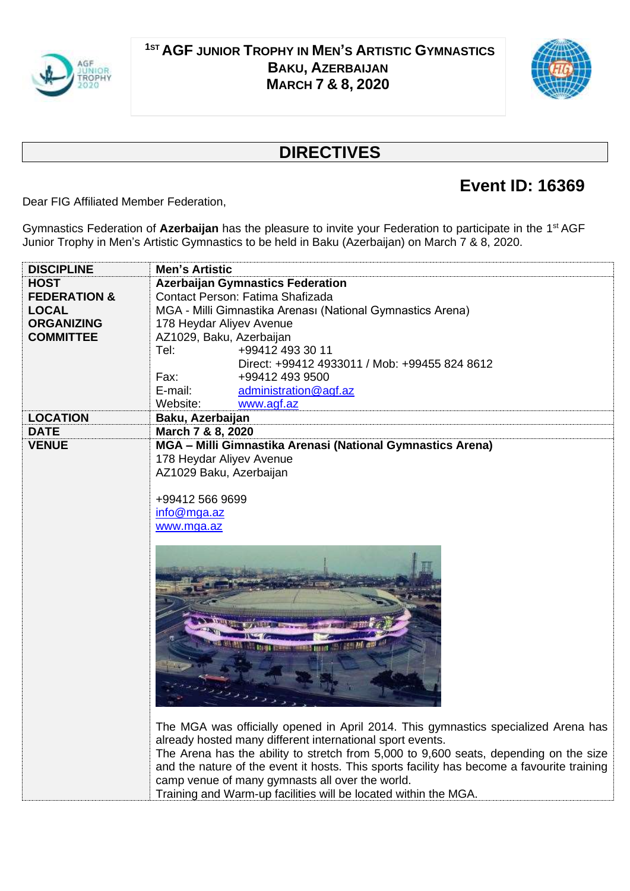# 1ST AGF JUNIOR TROPHY IN MEN'S ARTISTIC GYMNASTICS
## BAKU, AZERBAIJAN
## MARCH 7 & 8, 2020

# DIRECTIVES

**Event ID: 16369**

Dear FIG Affiliated Member Federation,

Gymnastics Federation of **Azerbaijan** has the pleasure to invite your Federation to participate in the 1st AGF Junior Trophy in Men's Artistic Gymnastics to be held in Baku (Azerbaijan) on March 7 & 8, 2020.

| | |
|---|---|
| **DISCIPLINE** | **Men's Artistic** |
| **HOST FEDERATION & LOCAL ORGANIZING COMMITTEE** | **Azerbaijan Gymnastics Federation**<br>Contact Person: Fatima Shafizada<br>MGA - Milli Gimnastika Arenası (National Gymnastics Arena)<br>178 Heydar Aliyev Avenue<br>AZ1029, Baku, Azerbaijan<br>Tel: +99412 493 30 11<br>Direct: +99412 4933011 / Mob: +99455 824 8612<br>Fax: +99412 493 9500<br>E-mail: administration@agf.az<br>Website: www.agf.az |
| **LOCATION** | **Baku, Azerbaijan** |
| **DATE** | **March 7 & 8, 2020** |
| **VENUE** | **MGA – Milli Gimnastika Arenasi (National Gymnastics Arena)**<br>178 Heydar Aliyev Avenue<br>AZ1029 Baku, Azerbaijan<br><br>+99412 566 9699<br>info@mga.az<br>www.mga.az<br><br>The MGA was officially opened in April 2014. This gymnastics specialized Arena has already hosted many different international sport events.<br>The Arena has the ability to stretch from 5,000 to 9,600 seats, depending on the size and the nature of the event it hosts. This sports facility has become a favourite training camp venue of many gymnasts all over the world.<br>Training and Warm-up facilities will be located within the MGA. |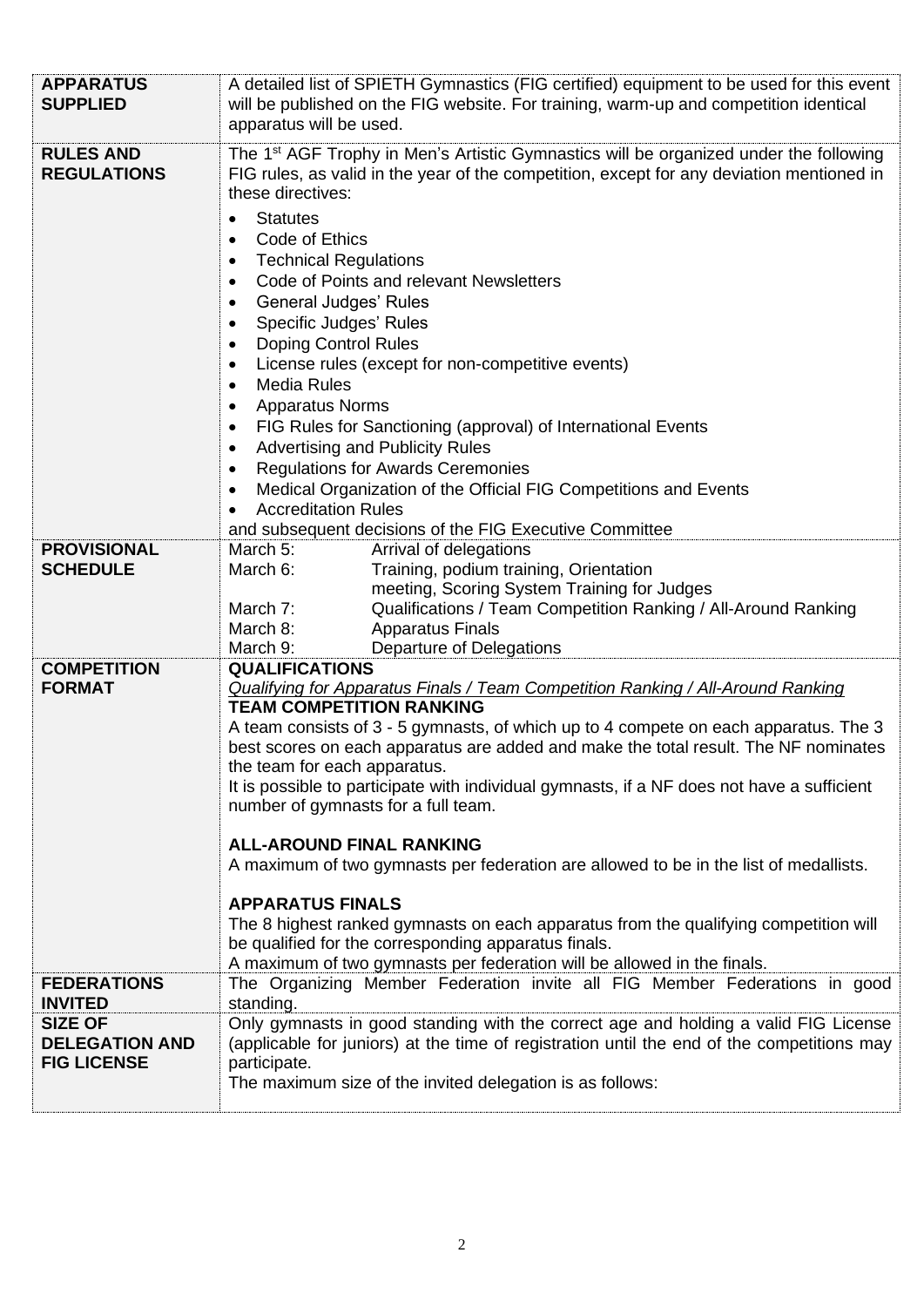| | |
|---|---|
| **APPARATUS SUPPLIED** | A detailed list of SPIETH Gymnastics (FIG certified) equipment to be used for this event will be published on the FIG website. For training, warm-up and competition identical apparatus will be used. |
| **RULES AND REGULATIONS** | The 1st AGF Trophy in Men's Artistic Gymnastics will be organized under the following FIG rules, as valid in the year of the competition, except for any deviation mentioned in these directives:<br>• Statutes<br>• Code of Ethics<br>• Technical Regulations<br>• Code of Points and relevant Newsletters<br>• General Judges' Rules<br>• Specific Judges' Rules<br>• Doping Control Rules<br>• License rules (except for non-competitive events)<br>• Media Rules<br>• Apparatus Norms<br>• FIG Rules for Sanctioning (approval) of International Events<br>• Advertising and Publicity Rules<br>• Regulations for Awards Ceremonies<br>• Medical Organization of the Official FIG Competitions and Events<br>• Accreditation Rules<br>and subsequent decisions of the FIG Executive Committee |
| **PROVISIONAL SCHEDULE** | March 5: Arrival of delegations<br>March 6: Training, podium training, Orientation meeting, Scoring System Training for Judges<br>March 7: Qualifications / Team Competition Ranking / All-Around Ranking<br>March 8: Apparatus Finals<br>March 9: Departure of Delegations |
| **COMPETITION FORMAT** | **QUALIFICATIONS**<br>*Qualifying for Apparatus Finals / Team Competition Ranking / All-Around Ranking*<br>**TEAM COMPETITION RANKING**<br>A team consists of 3 - 5 gymnasts, of which up to 4 compete on each apparatus. The 3 best scores on each apparatus are added and make the total result. The NF nominates the team for each apparatus.<br>It is possible to participate with individual gymnasts, if a NF does not have a sufficient number of gymnasts for a full team.<br><br>**ALL-AROUND FINAL RANKING**<br>A maximum of two gymnasts per federation are allowed to be in the list of medallists.<br><br>**APPARATUS FINALS**<br>The 8 highest ranked gymnasts on each apparatus from the qualifying competition will be qualified for the corresponding apparatus finals.<br>A maximum of two gymnasts per federation will be allowed in the finals. |
| **FEDERATIONS INVITED** | The Organizing Member Federation invite all FIG Member Federations in good standing. |
| **SIZE OF DELEGATION AND FIG LICENSE** | Only gymnasts in good standing with the correct age and holding a valid FIG License (applicable for juniors) at the time of registration until the end of the competitions may participate.<br>The maximum size of the invited delegation is as follows: |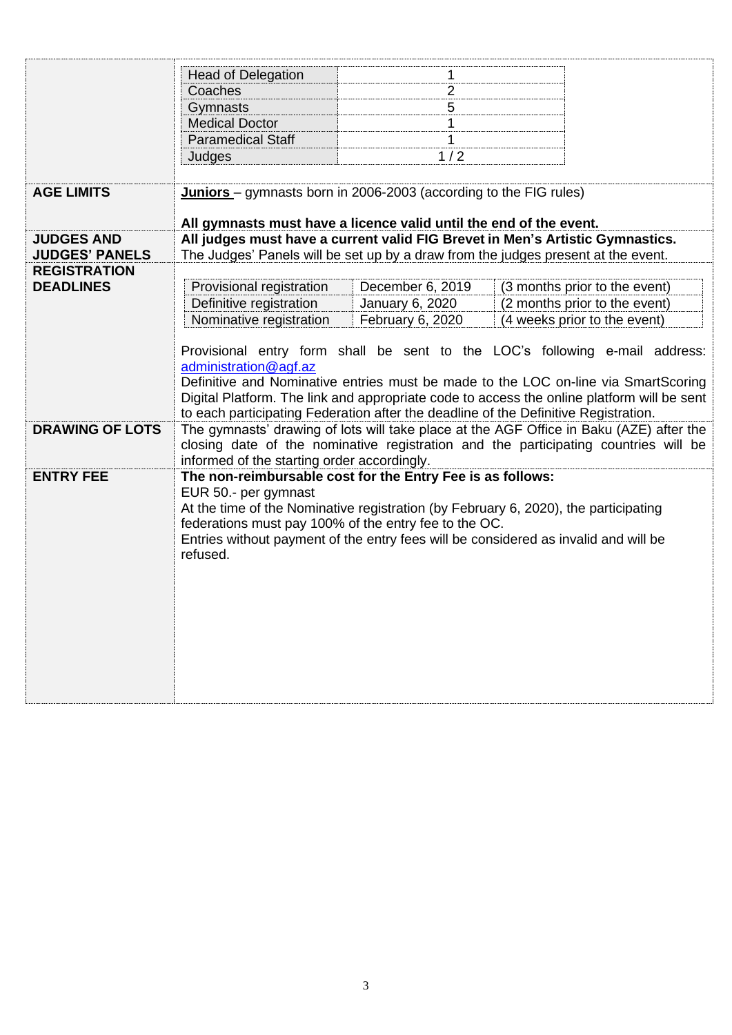| | |
|---|---|
| | Head of Delegation: 1<br>Coaches: 2<br>Gymnasts: 5<br>Medical Doctor: 1<br>Paramedical Staff: 1<br>Judges: 1 / 2 |
| **AGE LIMITS** | **<u>Juniors</u>** – gymnasts born in 2006-2003 (according to the FIG rules)<br><br>**All gymnasts must have a licence valid until the end of the event.** |
| **JUDGES AND JUDGES' PANELS** | **All judges must have a current valid FIG Brevet in Men's Artistic Gymnastics.**<br>The Judges' Panels will be set up by a draw from the judges present at the event. |
| **REGISTRATION DEADLINES** | Provisional registration – December 6, 2019 – (3 months prior to the event)<br>Definitive registration – January 6, 2020 – (2 months prior to the event)<br>Nominative registration – February 6, 2020 – (4 weeks prior to the event)<br><br>Provisional entry form shall be sent to the LOC's following e-mail address: administration@agf.az<br>Definitive and Nominative entries must be made to the LOC on-line via SmartScoring Digital Platform. The link and appropriate code to access the online platform will be sent to each participating Federation after the deadline of the Definitive Registration. |
| **DRAWING OF LOTS** | The gymnasts' drawing of lots will take place at the AGF Office in Baku (AZE) after the closing date of the nominative registration and the participating countries will be informed of the starting order accordingly. |
| **ENTRY FEE** | **The non-reimbursable cost for the Entry Fee is as follows:**<br>EUR 50.- per gymnast<br>At the time of the Nominative registration (by February 6, 2020), the participating federations must pay 100% of the entry fee to the OC.<br>Entries without payment of the entry fees will be considered as invalid and will be refused. |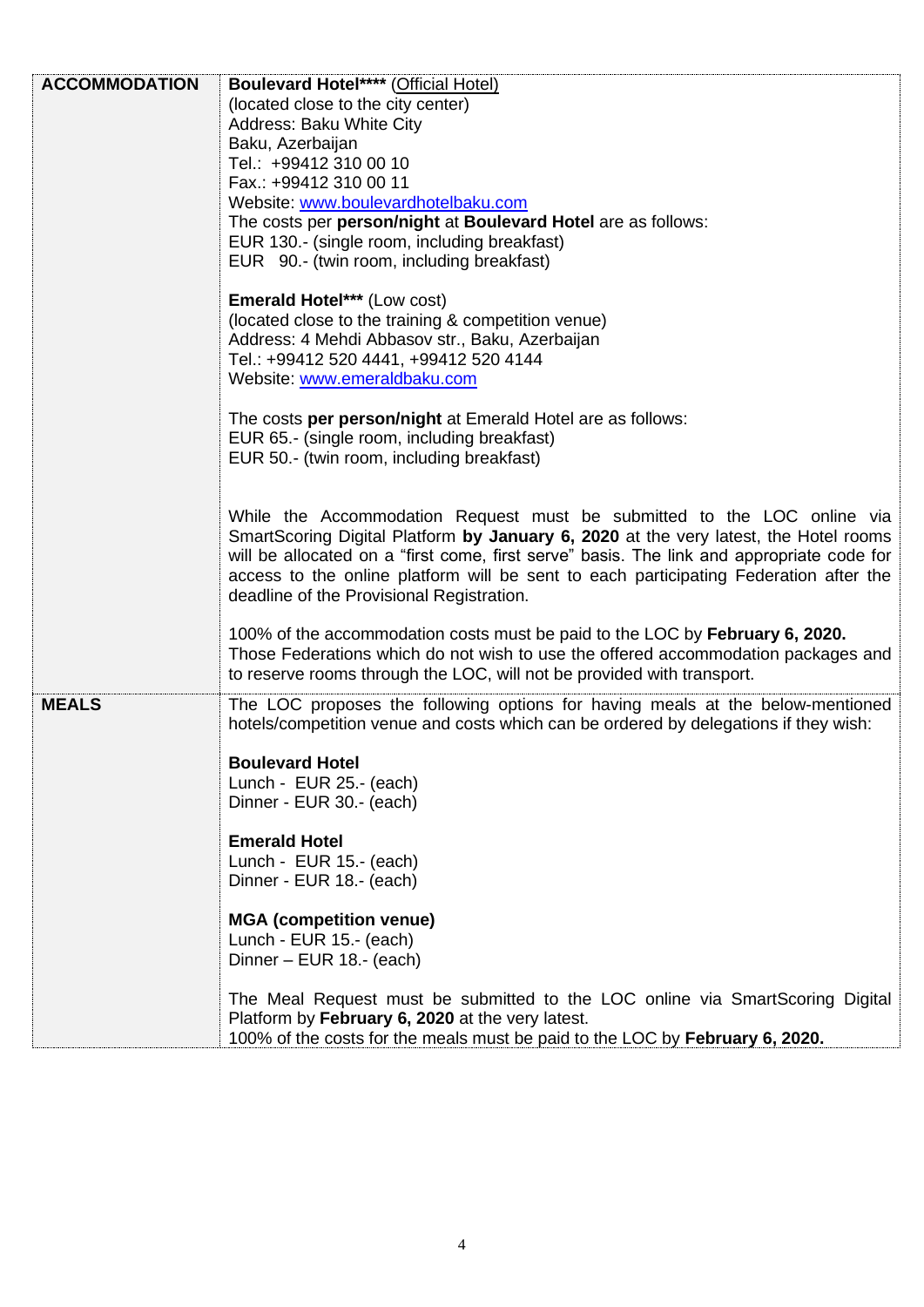| | |
|---|---|
| **ACCOMMODATION** | **Boulevard Hotel\*\*\*\*** (Official Hotel)<br>(located close to the city center)<br>Address: Baku White City<br>Baku, Azerbaijan<br>Tel.: +99412 310 00 10<br>Fax.: +99412 310 00 11<br>Website: www.boulevardhotelbaku.com<br>The costs per **person/night** at **Boulevard Hotel** are as follows:<br>EUR 130.- (single room, including breakfast)<br>EUR 90.- (twin room, including breakfast)<br><br>**Emerald Hotel\*\*\*** (Low cost)<br>(located close to the training & competition venue)<br>Address: 4 Mehdi Abbasov str., Baku, Azerbaijan<br>Tel.: +99412 520 4441, +99412 520 4144<br>Website: www.emeraldbaku.com<br><br>The costs **per person/night** at Emerald Hotel are as follows:<br>EUR 65.- (single room, including breakfast)<br>EUR 50.- (twin room, including breakfast)<br><br>While the Accommodation Request must be submitted to the LOC online via SmartScoring Digital Platform **by January 6, 2020** at the very latest, the Hotel rooms will be allocated on a "first come, first serve" basis. The link and appropriate code for access to the online platform will be sent to each participating Federation after the deadline of the Provisional Registration.<br><br>100% of the accommodation costs must be paid to the LOC by **February 6, 2020.**<br>Those Federations which do not wish to use the offered accommodation packages and to reserve rooms through the LOC, will not be provided with transport. |
| **MEALS** | The LOC proposes the following options for having meals at the below-mentioned hotels/competition venue and costs which can be ordered by delegations if they wish:<br><br>**Boulevard Hotel**<br>Lunch - EUR 25.- (each)<br>Dinner - EUR 30.- (each)<br><br>**Emerald Hotel**<br>Lunch - EUR 15.- (each)<br>Dinner - EUR 18.- (each)<br><br>**MGA (competition venue)**<br>Lunch - EUR 15.- (each)<br>Dinner – EUR 18.- (each)<br><br>The Meal Request must be submitted to the LOC online via SmartScoring Digital Platform by **February 6, 2020** at the very latest.<br>100% of the costs for the meals must be paid to the LOC by **February 6, 2020.** |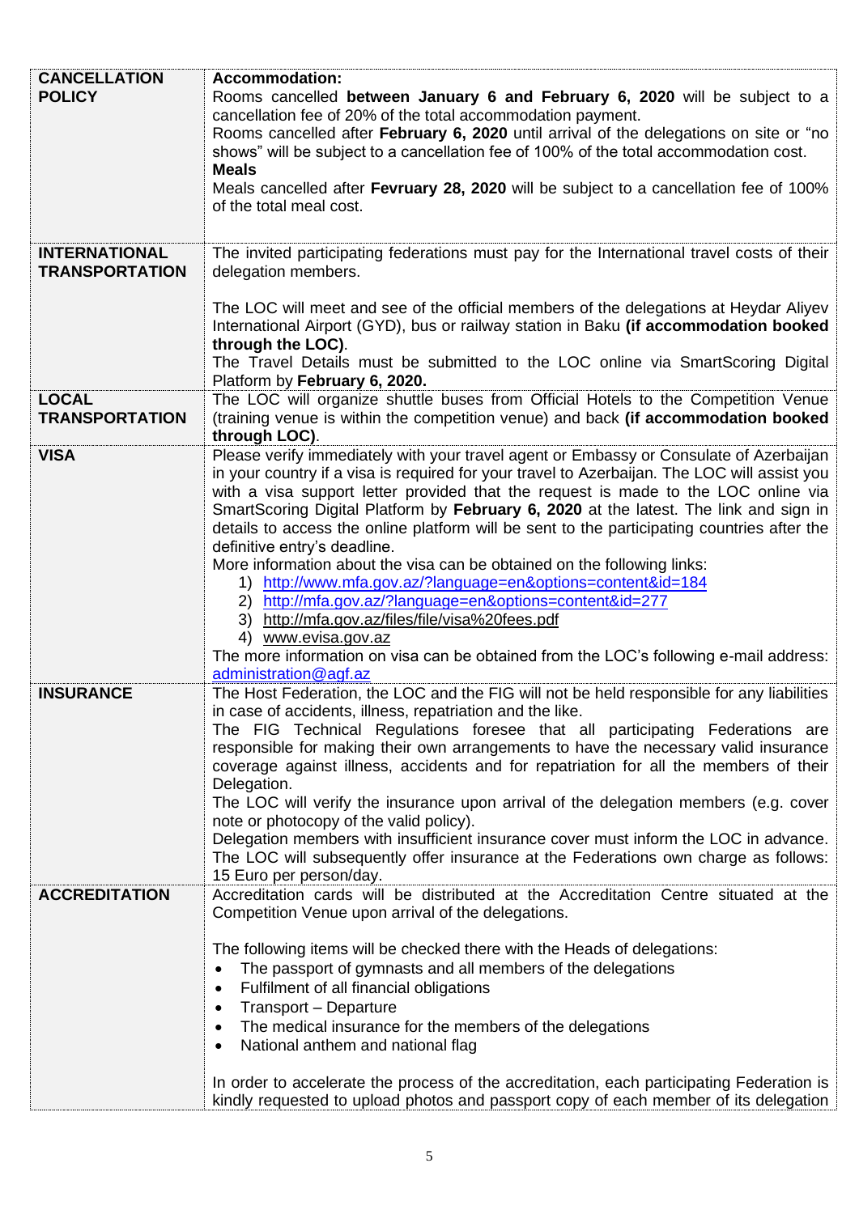| | |
|---|---|
| **CANCELLATION POLICY** | **Accommodation:**<br>Rooms cancelled **between January 6 and February 6, 2020** will be subject to a cancellation fee of 20% of the total accommodation payment.<br>Rooms cancelled after **February 6, 2020** until arrival of the delegations on site or "no shows" will be subject to a cancellation fee of 100% of the total accommodation cost.<br>**Meals**<br>Meals cancelled after **Fevruary 28, 2020** will be subject to a cancellation fee of 100% of the total meal cost. |
| **INTERNATIONAL TRANSPORTATION** | The invited participating federations must pay for the International travel costs of their delegation members.<br><br>The LOC will meet and see of the official members of the delegations at Heydar Aliyev International Airport (GYD), bus or railway station in Baku **(if accommodation booked through the LOC)**.<br>The Travel Details must be submitted to the LOC online via SmartScoring Digital Platform by **February 6, 2020.** |
| **LOCAL TRANSPORTATION** | The LOC will organize shuttle buses from Official Hotels to the Competition Venue (training venue is within the competition venue) and back **(if accommodation booked through LOC)**. |
| **VISA** | Please verify immediately with your travel agent or Embassy or Consulate of Azerbaijan in your country if a visa is required for your travel to Azerbaijan. The LOC will assist you with a visa support letter provided that the request is made to the LOC online via SmartScoring Digital Platform by **February 6, 2020** at the latest. The link and sign in details to access the online platform will be sent to the participating countries after the definitive entry's deadline.<br>More information about the visa can be obtained on the following links:<br>1) http://www.mfa.gov.az/?language=en&options=content&id=184<br>2) http://mfa.gov.az/?language=en&options=content&id=277<br>3) http://mfa.gov.az/files/file/visa%20fees.pdf<br>4) www.evisa.gov.az<br>The more information on visa can be obtained from the LOC's following e-mail address: administration@agf.az |
| **INSURANCE** | The Host Federation, the LOC and the FIG will not be held responsible for any liabilities in case of accidents, illness, repatriation and the like.<br>The FIG Technical Regulations foresee that all participating Federations are responsible for making their own arrangements to have the necessary valid insurance coverage against illness, accidents and for repatriation for all the members of their Delegation.<br>The LOC will verify the insurance upon arrival of the delegation members (e.g. cover note or photocopy of the valid policy).<br>Delegation members with insufficient insurance cover must inform the LOC in advance. The LOC will subsequently offer insurance at the Federations own charge as follows: 15 Euro per person/day. |
| **ACCREDITATION** | Accreditation cards will be distributed at the Accreditation Centre situated at the Competition Venue upon arrival of the delegations.<br><br>The following items will be checked there with the Heads of delegations:<br>• The passport of gymnasts and all members of the delegations<br>• Fulfilment of all financial obligations<br>• Transport – Departure<br>• The medical insurance for the members of the delegations<br>• National anthem and national flag<br><br>In order to accelerate the process of the accreditation, each participating Federation is kindly requested to upload photos and passport copy of each member of its delegation |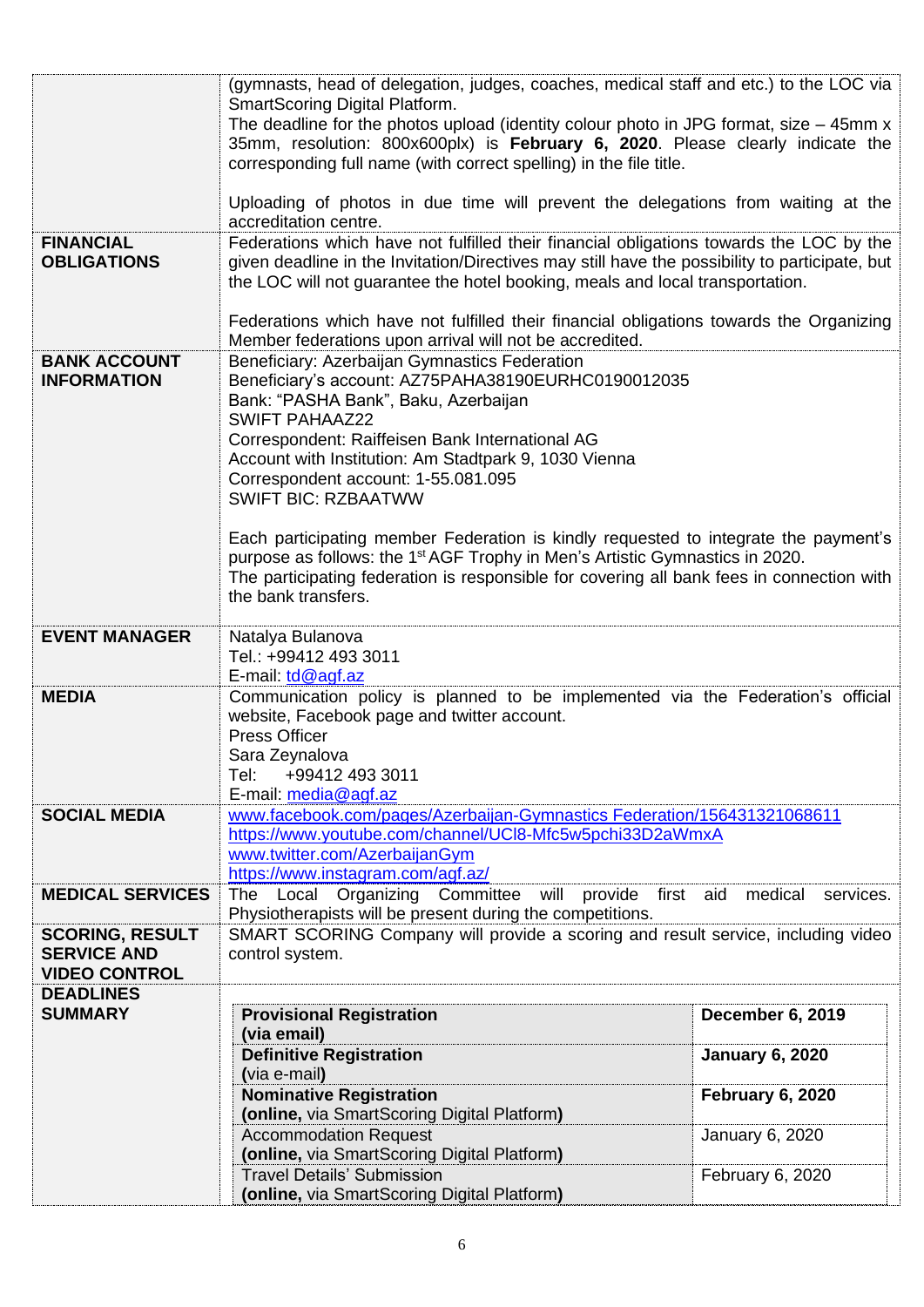| | |
|---|---|
| | (gymnasts, head of delegation, judges, coaches, medical staff and etc.) to the LOC via SmartScoring Digital Platform.<br>The deadline for the photos upload (identity colour photo in JPG format, size – 45mm x 35mm, resolution: 800x600plx) is **February 6, 2020**. Please clearly indicate the corresponding full name (with correct spelling) in the file title.<br><br>Uploading of photos in due time will prevent the delegations from waiting at the accreditation centre. |
| **FINANCIAL OBLIGATIONS** | Federations which have not fulfilled their financial obligations towards the LOC by the given deadline in the Invitation/Directives may still have the possibility to participate, but the LOC will not guarantee the hotel booking, meals and local transportation.<br><br>Federations which have not fulfilled their financial obligations towards the Organizing Member federations upon arrival will not be accredited. |
| **BANK ACCOUNT INFORMATION** | Beneficiary: Azerbaijan Gymnastics Federation<br>Beneficiary's account: AZ75PAHA38190EURHC0190012035<br>Bank: "PASHA Bank", Baku, Azerbaijan<br>SWIFT PAHAAZ22<br>Correspondent: Raiffeisen Bank International AG<br>Account with Institution: Am Stadtpark 9, 1030 Vienna<br>Correspondent account: 1-55.081.095<br>SWIFT BIC: RZBAATWW<br><br>Each participating member Federation is kindly requested to integrate the payment's purpose as follows: the 1st AGF Trophy in Men's Artistic Gymnastics in 2020.<br>The participating federation is responsible for covering all bank fees in connection with the bank transfers. |
| **EVENT MANAGER** | Natalya Bulanova<br>Tel.: +99412 493 3011<br>E-mail: td@agf.az |
| **MEDIA** | Communication policy is planned to be implemented via the Federation's official website, Facebook page and twitter account.<br>Press Officer<br>Sara Zeynalova<br>Tel: +99412 493 3011<br>E-mail: media@agf.az |
| **SOCIAL MEDIA** | www.facebook.com/pages/Azerbaijan-Gymnastics Federation/156431321068611<br>https://www.youtube.com/channel/UCl8-Mfc5w5pchi33D2aWmxA<br>www.twitter.com/AzerbaijanGym<br>https://www.instagram.com/agf.az/ |
| **MEDICAL SERVICES** | The Local Organizing Committee will provide first aid medical services. Physiotherapists will be present during the competitions. |
| **SCORING, RESULT SERVICE AND VIDEO CONTROL** | SMART SCORING Company will provide a scoring and result service, including video control system. |
| **DEADLINES SUMMARY** | |

| Deadline | Date |
|---|---|
| **Provisional Registration (via email)** | **December 6, 2019** |
| **Definitive Registration** (via e-mail) | **January 6, 2020** |
| **Nominative Registration (online,** via SmartScoring Digital Platform**)** | **February 6, 2020** |
| Accommodation Request **(online,** via SmartScoring Digital Platform**)** | January 6, 2020 |
| Travel Details' Submission **(online,** via SmartScoring Digital Platform**)** | February 6, 2020 |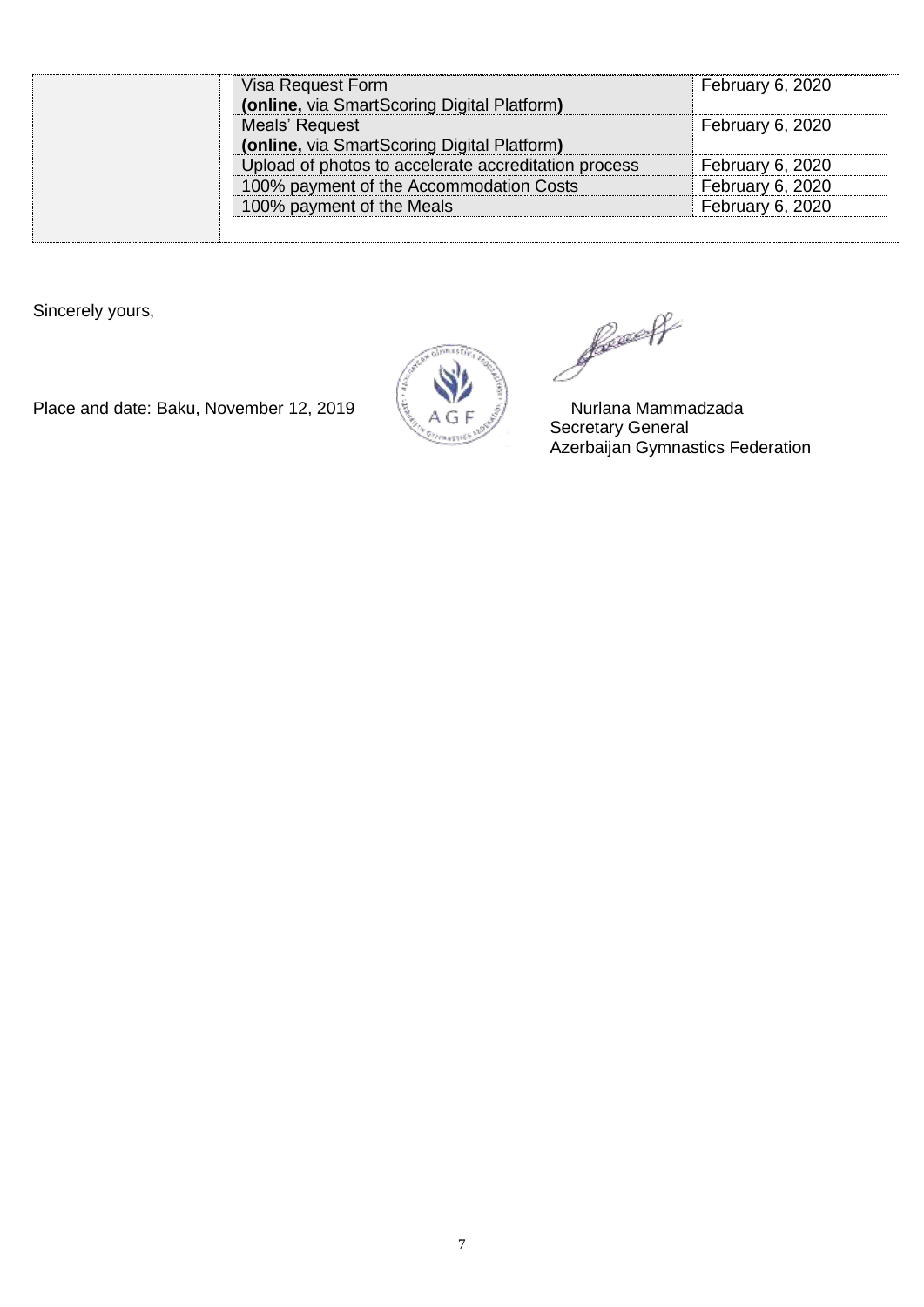| | | |
|---|---|---|
| | Visa Request Form **(online,** via SmartScoring Digital Platform**)** | February 6, 2020 |
| | Meals' Request **(online,** via SmartScoring Digital Platform**)** | February 6, 2020 |
| | Upload of photos to accelerate accreditation process | February 6, 2020 |
| | 100% payment of the Accommodation Costs | February 6, 2020 |
| | 100% payment of the Meals | February 6, 2020 |

Sincerely yours,

Place and date: Baku, November 12, 2019

Nurlana Mammadzada
Secretary General
Azerbaijan Gymnastics Federation